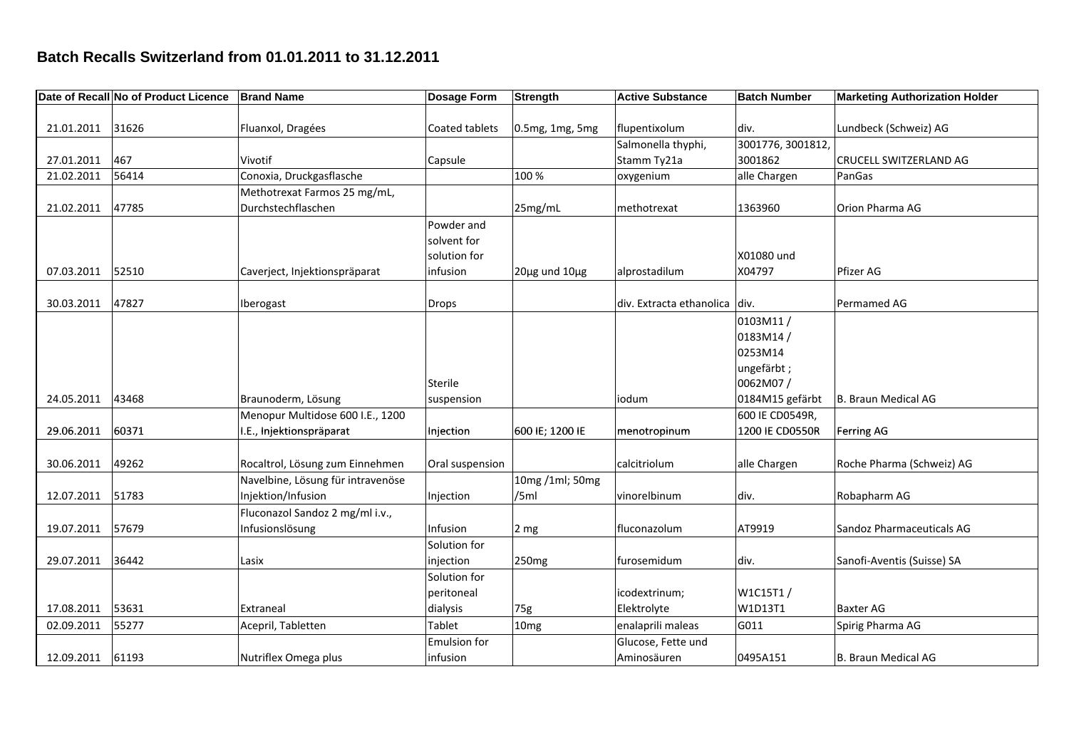## Batch Recalls Switzerland from 01.01.2011 to 31.12.2011

| Date of Recall | No of Product Licence | Brand Name | Dosage Form | Strength | Active Substance | Batch Number | Marketing Authorization Holder |
|---|---|---|---|---|---|---|---|
| 21.01.2011 | 31626 | Fluanxol, Dragées | Coated tablets | 0.5mg, 1mg, 5mg | flupentixolum | div. | Lundbeck (Schweiz) AG |
| 27.01.2011 | 467 | Vivotif | Capsule | | Salmonella thyphi, Stamm Ty21a | 3001776, 3001812, 3001862 | CRUCELL SWITZERLAND AG |
| 21.02.2011 | 56414 | Conoxia, Druckgasflasche | | 100 % | oxygenium | alle Chargen | PanGas |
| 21.02.2011 | 47785 | Methotrexat Farmos 25 mg/mL, Durchstechflaschen | | 25mg/mL | methotrexat | 1363960 | Orion Pharma AG |
| 07.03.2011 | 52510 | Caverject, Injektionspräparat | Powder and solvent for solution for infusion | 20µg und 10µg | alprostadilum | X01080 und X04797 | Pfizer AG |
| 30.03.2011 | 47827 | Iberogast | Drops | | div. Extracta ethanolica | div. | Permamed AG |
| 24.05.2011 | 43468 | Braunoderm, Lösung | Sterile suspension | | iodum | 0103M11 / 0183M14 / 0253M14 ungefärbt ; 0062M07 / 0184M15 gefärbt | B. Braun Medical AG |
| 29.06.2011 | 60371 | Menopur Multidose 600 I.E., 1200 I.E., Injektionspräparat | Injection | 600 IE; 1200 IE | menotropinum | 600 IE CD0549R, 1200 IE CD0550R | Ferring AG |
| 30.06.2011 | 49262 | Rocaltrol, Lösung zum Einnehmen | Oral suspension | | calcitriolum | alle Chargen | Roche Pharma (Schweiz) AG |
| 12.07.2011 | 51783 | Navelbine, Lösung für intravenöse Injektion/Infusion | Injection | 10mg /1ml; 50mg /5ml | vinorelbinum | div. | Robapharm AG |
| 19.07.2011 | 57679 | Fluconazol Sandoz 2 mg/ml i.v., Infusionslösung | Infusion | 2 mg | fluconazolum | AT9919 | Sandoz Pharmaceuticals AG |
| 29.07.2011 | 36442 | Lasix | Solution for injection | 250mg | furosemidum | div. | Sanofi-Aventis (Suisse) SA |
| 17.08.2011 | 53631 | Extraneal | Solution for peritoneal dialysis | 75g | icodextrinum; Elektrolyte | W1C15T1 / W1D13T1 | Baxter AG |
| 02.09.2011 | 55277 | Acepril, Tabletten | Tablet | 10mg | enalaprili maleas | G011 | Spirig Pharma AG |
| 12.09.2011 | 61193 | Nutriflex Omega plus | Emulsion for infusion | | Glucose, Fette und Aminosäuren | 0495A151 | B. Braun Medical AG |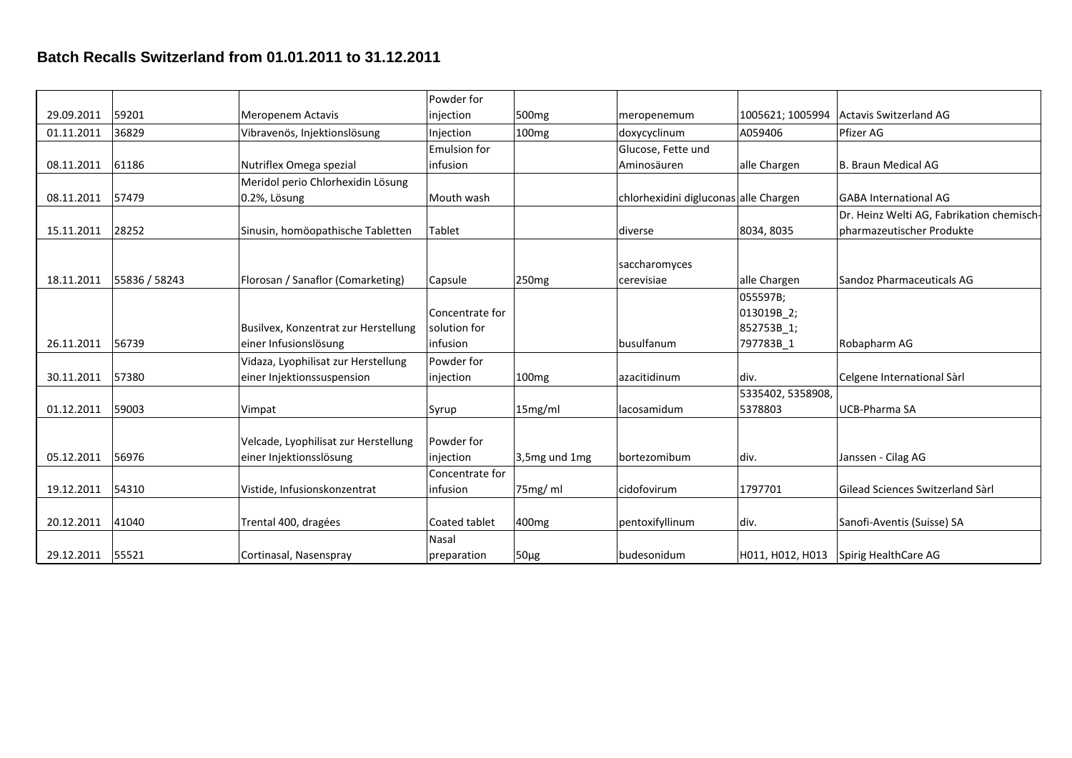**Batch Recalls Switzerland from 01.01.2011 to 31.12.2011**

| | | | | | | | |
|---|---|---|---|---|---|---|---|
| 29.09.2011 | 59201 | Meropenem Actavis | Powder for injection | 500mg | meropenemum | 1005621; 1005994 | Actavis Switzerland AG |
| 01.11.2011 | 36829 | Vibravenös, Injektionslösung | Injection | 100mg | doxycyclinum | A059406 | Pfizer AG |
| 08.11.2011 | 61186 | Nutriflex Omega spezial | Emulsion for infusion | | Glucose, Fette und Aminosäuren | alle Chargen | B. Braun Medical AG |
| 08.11.2011 | 57479 | Meridol perio Chlorhexidin Lösung 0.2%, Lösung | Mouth wash | | chlorhexidini digluconas | alle Chargen | GABA International AG |
| 15.11.2011 | 28252 | Sinusin, homöopathische Tabletten | Tablet | | diverse | 8034, 8035 | Dr. Heinz Welti AG, Fabrikation chemisch-pharmazeutischer Produkte |
| 18.11.2011 | 55836 / 58243 | Florosan / Sanaflor (Comarketing) | Capsule | 250mg | saccharomyces cerevisiae | alle Chargen | Sandoz Pharmaceuticals AG |
| 26.11.2011 | 56739 | Busilvex, Konzentrat zur Herstellung einer Infusionslösung | Concentrate for solution for infusion | | busulfanum | 055597B; 013019B_2; 852753B_1; 797783B_1 | Robapharm AG |
| 30.11.2011 | 57380 | Vidaza, Lyophilisat zur Herstellung einer Injektionssuspension | Powder for injection | 100mg | azacitidinum | div. | Celgene International Sàrl |
| 01.12.2011 | 59003 | Vimpat | Syrup | 15mg/ml | lacosamidum | 5335402, 5358908, 5378803 | UCB-Pharma SA |
| 05.12.2011 | 56976 | Velcade, Lyophilisat zur Herstellung einer Injektionsslösung | Powder for injection | 3,5mg und 1mg | bortezomibum | div. | Janssen - Cilag AG |
| 19.12.2011 | 54310 | Vistide, Infusionskonzentrat | Concentrate for infusion | 75mg/ ml | cidofovirum | 1797701 | Gilead Sciences Switzerland Sàrl |
| 20.12.2011 | 41040 | Trental 400, dragées | Coated tablet | 400mg | pentoxifyllinum | div. | Sanofi-Aventis (Suisse) SA |
| 29.12.2011 | 55521 | Cortinasal, Nasenspray | Nasal preparation | 50µg | budesonidum | H011, H012, H013 | Spirig HealthCare AG |